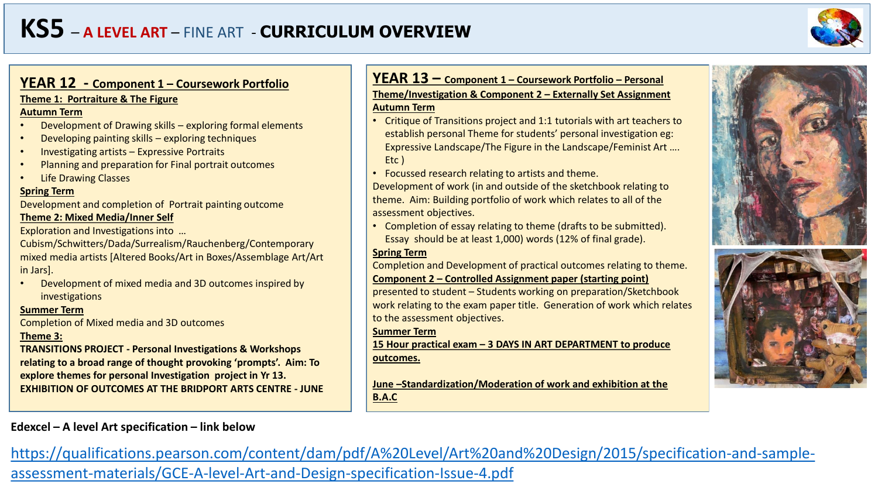# KS5 – A LEVEL ART – FINE ART - CURRICULUM OVERVIEW

## YEAR 12 - Component 1 – Coursework Portfolio

**Theme 1: Portraiture & The Figure**

**Autumn Term**

- Development of Drawing skills – exploring formal elements
- Developing painting skills – exploring techniques
- Investigating artists – Expressive Portraits
- Planning and preparation for Final portrait outcomes
- Life Drawing Classes

**Spring Term**

Development and completion of Portrait painting outcome

**Theme 2: Mixed Media/Inner Self**

Exploration and Investigations into … Cubism/Schwitters/Dada/Surrealism/Rauchenberg/Contemporary mixed media artists [Altered Books/Art in Boxes/Assemblage Art/Art in Jars].

- Development of mixed media and 3D outcomes inspired by investigations

**Summer Term**

Completion of Mixed media and 3D outcomes

**Theme 3:**

**TRANSITIONS PROJECT - Personal Investigations & Workshops relating to a broad range of thought provoking 'prompts'. Aim: To explore themes for personal Investigation project in Yr 13. EXHIBITION OF OUTCOMES AT THE BRIDPORT ARTS CENTRE - JUNE**

## YEAR 13 – Component 1 – Coursework Portfolio – Personal Theme/Investigation & Component 2 – Externally Set Assignment

**Autumn Term**

- Critique of Transitions project and 1:1 tutorials with art teachers to establish personal Theme for students' personal investigation eg: Expressive Landscape/The Figure in the Landscape/Feminist Art …. Etc )
- Focussed research relating to artists and theme.

Development of work (in and outside of the sketchbook relating to theme. Aim: Building portfolio of work which relates to all of the assessment objectives.

- Completion of essay relating to theme (drafts to be submitted). Essay should be at least 1,000) words (12% of final grade).

**Spring Term**

Completion and Development of practical outcomes relating to theme.

**Component 2 – Controlled Assignment paper (starting point)** presented to student – Students working on preparation/Sketchbook work relating to the exam paper title. Generation of work which relates to the assessment objectives.

**Summer Term**

**15 Hour practical exam – 3 DAYS IN ART DEPARTMENT to produce outcomes.**

**June –Standardization/Moderation of work and exhibition at the B.A.C**

**Edexcel – A level Art specification – link below**

https://qualifications.pearson.com/content/dam/pdf/A%20Level/Art%20and%20Design/2015/specification-and-sample-assessment-materials/GCE-A-level-Art-and-Design-specification-Issue-4.pdf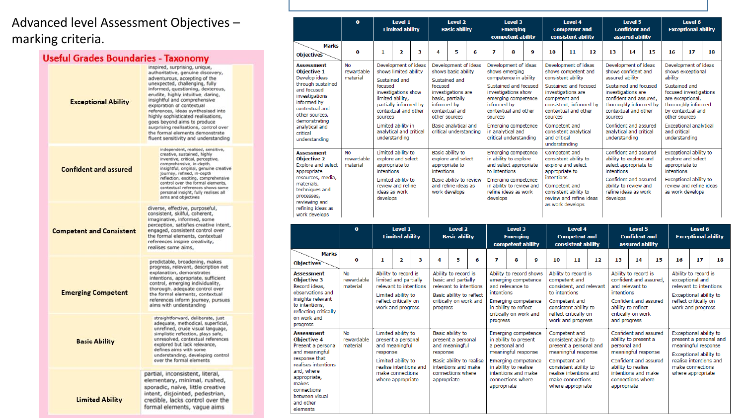# Advanced level Assessment Objectives – marking criteria.

## Useful Grades Boundaries - Taxonomy

| | |
|---|---|
| **Exceptional Ability** | inspired, surprising, unique, authoritative, genuine discovery, adventurous, accepting of the unexpected, challenging, fully informed, questioning, dexterous, erudite, highly intuitive, daring, insightful and comprehensive exploration of contextual references, ideas synthesised into highly sophisticated realisations, goes beyond aims to produce surprising realisations, control over the formal elements demonstrate fluent sensitivity and understanding |
| **Confident and assured** | independent, realised, sensitive, creative, sustained, highly inventive, critical, perceptive, comprehensive, in-depth, insightful, original, genuine creative journey, refined, in-depth reflection, exciting, comprehensive control over the formal elements, contextual references shows some personal insight, fully realises all aims and objectives |
| **Competent and Consistent** | diverse, effective, purposeful, consistent, skilful, coherent, imaginative, informed, some perception, satisfies creative intent, engaged, consistent control over the formal elements, contextual references inspire creativity, realises some aims, |
| **Emerging Competent** | predictable, broadening, makes progress, relevant, description not explanation, demonstrates intentions, appropriate, sufficient control, emerging individuality, thorough, adequate control over the formal elements, contextual references inform journey, pursues aims with understanding |
| **Basic Ability** | straightforward, deliberate, just adequate, methodical, superficial, unrefined, crude visual language, simplistic reflection, plays safe, unresolved, contextual references explored but lack relevance, defines aims with some understanding, developing control over the formal elements |
| **Limited Ability** | partial, inconsistent, literal, elementary, minimal, rushed, sporadic, naive, little creative intent, disjointed, pedestrian, credible, lacks control over the formal elements, vague aims |

| Objectives / Marks | 0 | Level 1 Limited ability (1, 2, 3) | Level 2 Basic ability (4, 5, 6) | Level 3 Emerging competent ability (7, 8, 9) | Level 4 Competent and consistent ability (10, 11, 12) | Level 5 Confident and assured ability (13, 14, 15) | Level 6 Exceptional ability (16, 17, 18) |
|---|---|---|---|---|---|---|---|
| **Assessment Objective 1** Develop ideas through sustained and focused investigations informed by contextual and other sources, demonstrating analytical and critical understanding | No rewardable material | Development of ideas shows limited ability<br><br>Sustained and focused investigations show limited ability, partially informed by contextual and other sources<br><br>Limited ability in analytical and critical understanding | Development of ideas shows basic ability<br><br>Sustained and focused investigations are basic, partially informed by contextual and other sources<br><br>Basic analytical and critical understanding | Development of ideas shows emerging competence in ability<br><br>Sustained and focused investigations show emerging competence informed by contextual and other sources<br><br>Emerging competence in analytical and critical understanding | Development of ideas shows competent and consistent ability<br><br>Sustained and focused investigations are competent and consistent, informed by contextual and other sources<br><br>Competent and consistent analytical and critical understanding | Development of ideas shows confident and assured ability<br><br>Sustained and focused investigations are confident and assured, thoroughly informed by contextual and other sources<br><br>Confident and assured analytical and critical understanding | Development of ideas shows exceptional ability<br><br>Sustained and focused investigations are exceptional, thoroughly informed by contextual and other sources<br><br>Exceptional analytical and critical understanding |
| **Assessment Objective 2** Explore and select appropriate resources, media, materials, techniques and processes, reviewing and refining ideas as work develops | No rewardable material | Limited ability to explore and select appropriate to intentions<br><br>Limited ability to review and refine ideas as work develops | Basic ability to explore and select appropriate to intentions<br><br>Basic ability to review and refine ideas as work develops | Emerging competence in ability to explore and select appropriate to intentions<br><br>Emerging competence in ability to review and refine ideas as work develops | Competent and consistent ability to explore and select appropriate to intentions<br><br>Competent and consistent ability to review and refine ideas as work develops | Confident and assured ability to explore and select appropriate to intentions<br><br>Confident and assured ability to review and refine ideas as work develops | Exceptional ability to explore and select appropriate to intentions<br><br>Exceptional ability to review and refine ideas as work develops |

| Objectives / Marks | 0 | Level 1 Limited ability (1, 2, 3) | Level 2 Basic ability (4, 5, 6) | Level 3 Emerging competent ability (7, 8, 9) | Level 4 Competent and consistent ability (10, 11, 12) | Level 5 Confident and assured ability (13, 14, 15) | Level 6 Exceptional ability (16, 17, 18) |
|---|---|---|---|---|---|---|---|
| **Assessment Objective 3** Record ideas, observations and insights relevant to intentions, reflecting critically on work and progress | No rewardable material | Ability to record is limited and partially relevant to intentions<br><br>Limited ability to reflect critically on work and progress | Ability to record is basic and partially relevant to intentions<br><br>Basic ability to reflect critically on work and progress | Ability to record shows emerging competence and relevance to intentions<br><br>Emerging competence in ability to reflect critically on work and progress | Ability to record is competent and consistent, and relevant to intentions<br><br>Competent and consistent ability to reflect critically on work and progress | Ability to record is confident and assured, and relevant to intentions<br><br>Confident and assured ability to reflect critically on work and progress | Ability to record is exceptional and relevant to intentions<br><br>Exceptional ability to reflect critically on work and progress |
| **Assessment Objective 4** Present a personal and meaningful response that realises intentions and, where appropriate, makes connections between visual and other elements | No rewardable material | Limited ability to present a personal and meaningful response<br><br>Limited ability to realise intentions and make connections where appropriate | Basic ability to present a personal and meaningful response<br><br>Basic ability to realise intentions and make connections where appropriate | Emerging competence in ability to present a personal and meaningful response<br><br>Emerging competence in ability to realise intentions and make connections where appropriate | Competent and consistent ability to present a personal and meaningful response<br><br>Competent and consistent ability to realise intentions and make connections where appropriate | Confident and assured ability to present a personal and meaningful response<br><br>Confident and assured ability to realise intentions and make connections where appropriate | Exceptional ability to present a personal and meaningful response<br><br>Exceptional ability to realise intentions and make connections where appropriate |